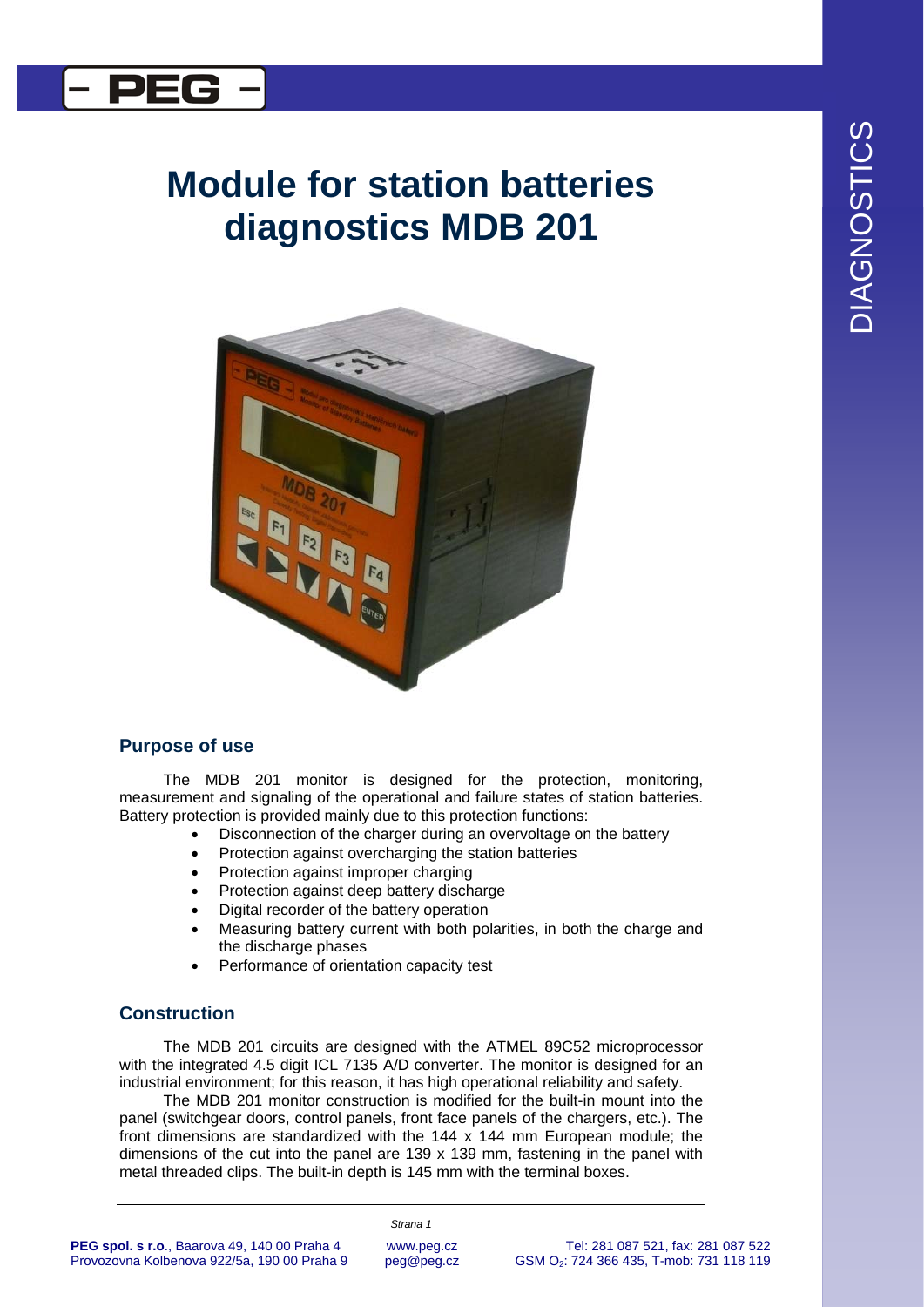# Module for station batteries diagnostics MDB 201

## Purpose of use

The MDB 201 monitor is designed for the protection, monitoring, measurement and signaling of the operational and failure states of station batteries. Battery protection is provided mainly due to this protection functions:

- Disconnection of the charger during an overvoltage on the battery
- Protection against overcharging the station batteries
- Protection against improper charging
- Protection against deep battery discharge
- Digital recorder of the battery operation
- Measuring battery current with both polarities, in both the charge and the discharge phases
- Performance of orientation capacity test

## Construction

The MDB 201 circuits are designed with the ATMEL 89C52 microprocessor with the integrated 4.5 digit ICL 7135 A/D converter. The monitor is designed for an industrial environment; for this reason, it has high operational reliability and safety.

The MDB 201 monitor construction is modified for the built-in mount into the panel (switchgear doors, control panels, front face panels of the chargers, etc.). The front dimensions are standardized with the 144 x 144 mm European module; the dimensions of the cut into the panel are 139 x 139 mm, fastening in the panel with metal threaded clips. The built-in depth is 145 mm with the terminal boxes.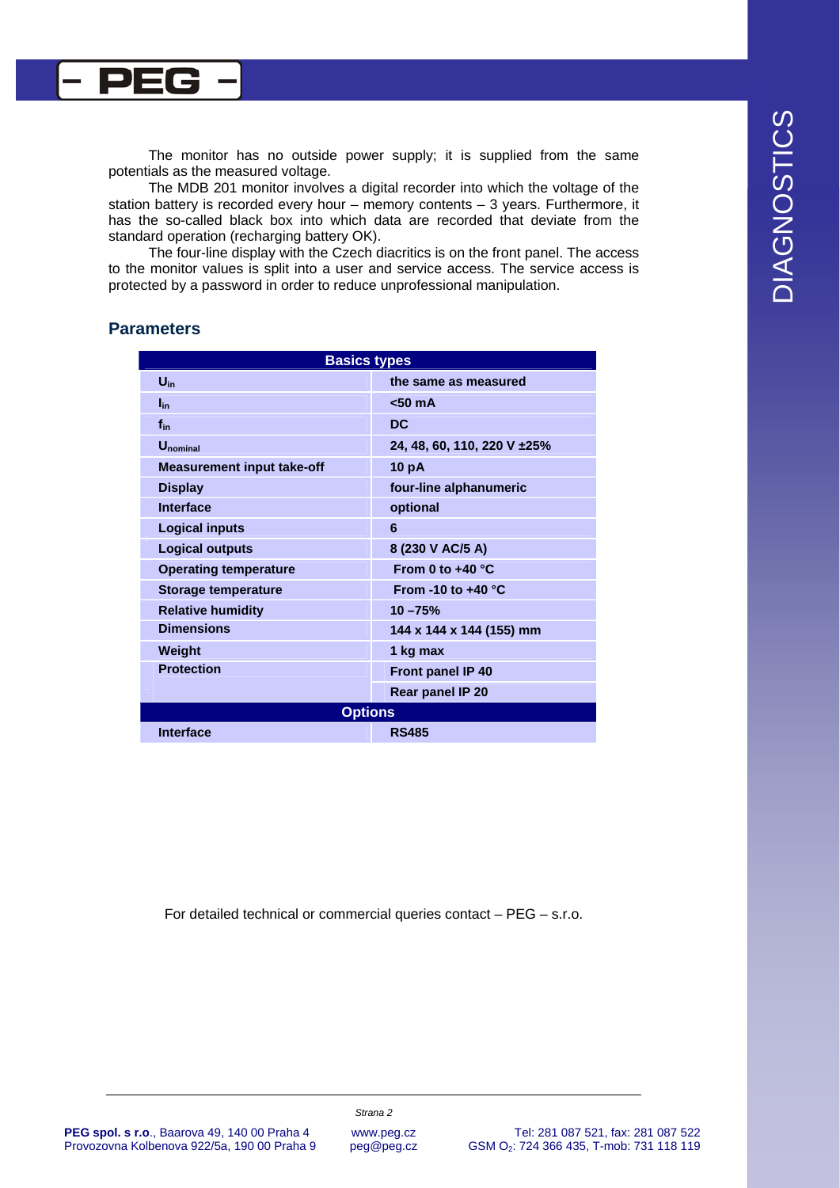The monitor has no outside power supply; it is supplied from the same potentials as the measured voltage.

The MDB 201 monitor involves a digital recorder into which the voltage of the station battery is recorded every hour – memory contents – 3 years. Furthermore, it has the so-called black box into which data are recorded that deviate from the standard operation (recharging battery OK).

The four-line display with the Czech diacritics is on the front panel. The access to the monitor values is split into a user and service access. The service access is protected by a password in order to reduce unprofessional manipulation.

## Parameters

| Basics types | |
|---|---|
| $U_{in}$ | the same as measured |
| $I_{in}$ | <50 mA |
| $f_{in}$ | DC |
| $U_{nominal}$ | 24, 48, 60, 110, 220 V ±25% |
| Measurement input take-off | 10 pA |
| Display | four-line alphanumeric |
| Interface | optional |
| Logical inputs | 6 |
| Logical outputs | 8 (230 V AC/5 A) |
| Operating temperature | From 0 to +40 °C |
| Storage temperature | From -10 to +40 °C |
| Relative humidity | 10 –75% |
| Dimensions | 144 x 144 x 144 (155) mm |
| Weight | 1 kg max |
| Protection | Front panel IP 40 |
| | Rear panel IP 20 |
| **Options** | |
| Interface | RS485 |

For detailed technical or commercial queries contact – PEG – s.r.o.

**PEG spol. s r.o.**, Baarova 49, 140 00 Praha 4
Provozovna Kolbenova 922/5a, 190 00 Praha 9

www.peg.cz
peg@peg.cz

Tel: 281 087 521, fax: 281 087 522
GSM $O_2$: 724 366 435, T-mob: 731 118 119